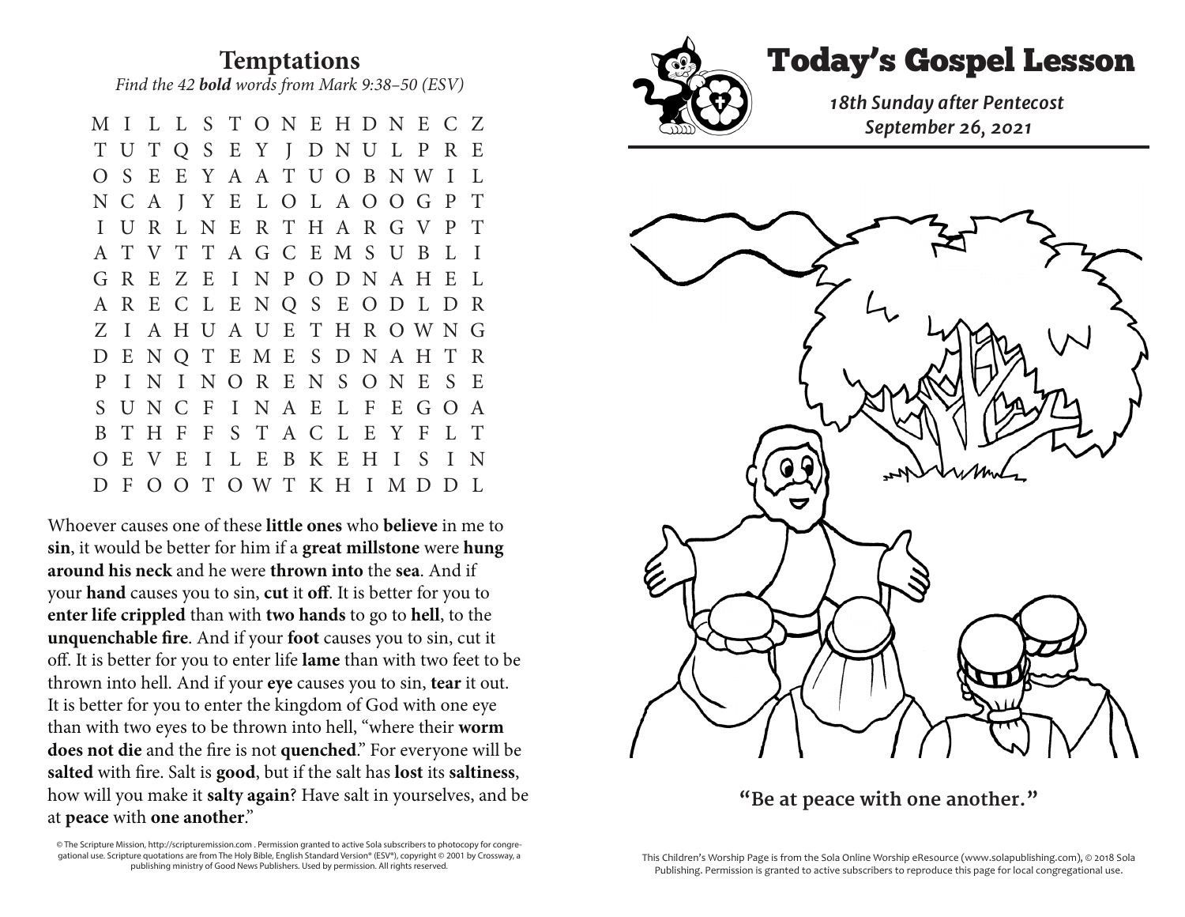## Temptations

*Find the 42 **bold** words from Mark 9:38–50 (ESV)*

```
M I L L S T O N E H D N E C Z
T U T Q S E Y J D N U L P R E
O S E E Y A A T U O B N W I L
N C A J Y E L O L A O O G P T
I U R L N E R T H A R G V P T
A T V T T A G C E M S U B L I
G R E Z E I N P O D N A H E L
A R E C L E N Q S E O D L D R
Z I A H U A U E T H R O W N G
D E N Q T E M E S D N A H T R
P I N I N O R E N S O N E S E
S U N C F I N A E L F E G O A
B T H F F S T A C L E Y F L T
O E V E I L E B K E H I S I N
D F O O T O W T K H I M D D L
```

Whoever causes one of these **little ones** who **believe** in me to **sin**, it would be better for him if a **great millstone** were **hung around his neck** and he were **thrown into** the **sea**. And if your **hand** causes you to sin, **cut** it **off**. It is better for you to **enter life crippled** than with **two hands** to go to **hell**, to the **unquenchable fire**. And if your **foot** causes you to sin, cut it off. It is better for you to enter life **lame** than with two feet to be thrown into hell. And if your **eye** causes you to sin, **tear** it out. It is better for you to enter the kingdom of God with one eye than with two eyes to be thrown into hell, "where their **worm does not die** and the fire is not **quenched**." For everyone will be **salted** with fire. Salt is **good**, but if the salt has **lost** its **saltiness**, how will you make it **salty again**? Have salt in yourselves, and be at **peace** with **one another**."

© The Scripture Mission, http://scripturemission.com . Permission granted to active Sola subscribers to photocopy for congregational use. Scripture quotations are from The Holy Bible, English Standard Version® (ESV®), copyright © 2001 by Crossway, a publishing ministry of Good News Publishers. Used by permission. All rights reserved.

# Today's Gospel Lesson

***18th Sunday after Pentecost***
***September 26, 2021***

**"Be at peace with one another."**

This Children's Worship Page is from the Sola Online Worship eResource (www.solapublishing.com), © 2018 Sola Publishing. Permission is granted to active subscribers to reproduce this page for local congregational use.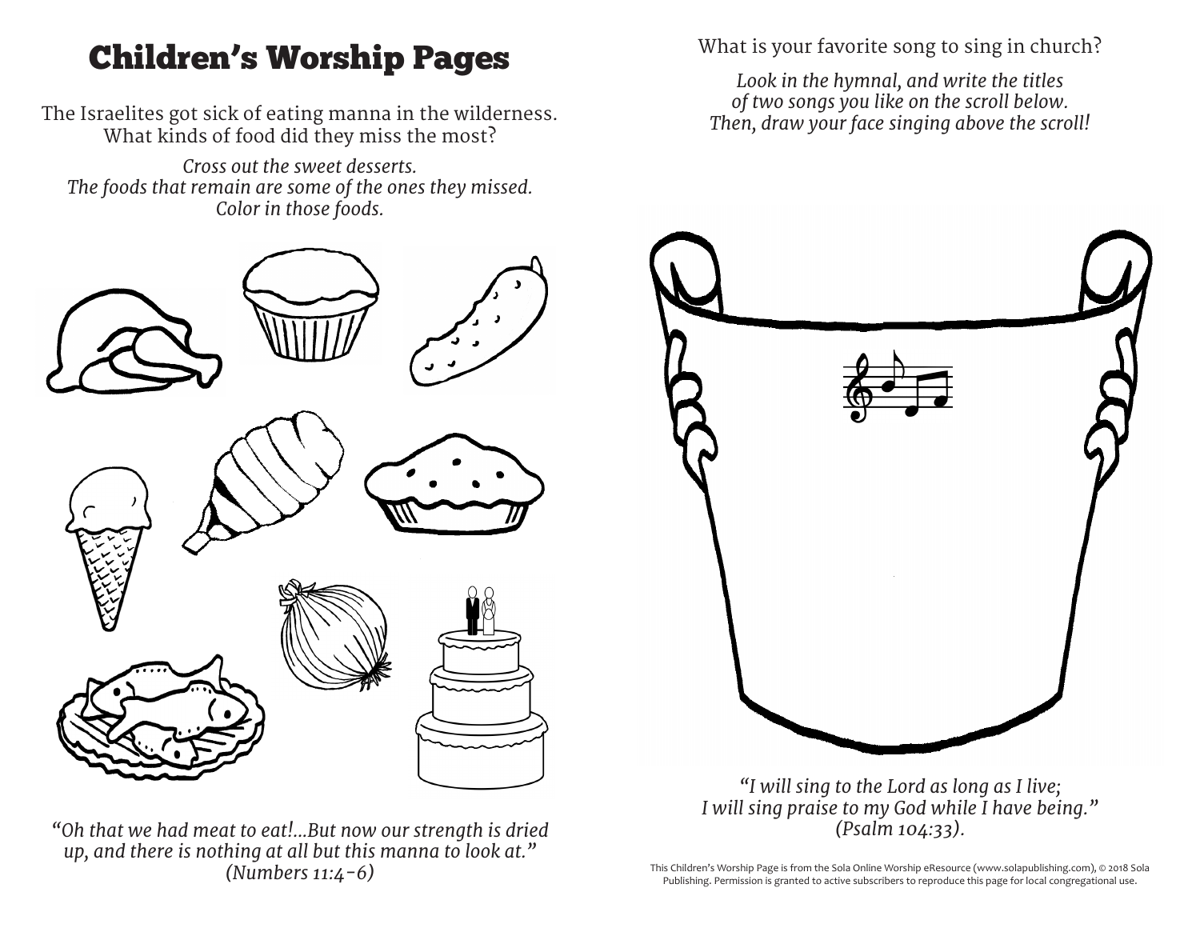# Children's Worship Pages

The Israelites got sick of eating manna in the wilderness. What kinds of food did they miss the most?

*Cross out the sweet desserts. The foods that remain are some of the ones they missed. Color in those foods.*

*"Oh that we had meat to eat!...But now our strength is dried up, and there is nothing at all but this manna to look at." (Numbers 11:4-6)*

What is your favorite song to sing in church?

*Look in the hymnal, and write the titles of two songs you like on the scroll below. Then, draw your face singing above the scroll!*

*"I will sing to the Lord as long as I live; I will sing praise to my God while I have being." (Psalm 104:33).*

This Children's Worship Page is from the Sola Online Worship eResource (www.solapublishing.com), © 2018 Sola Publishing. Permission is granted to active subscribers to reproduce this page for local congregational use.